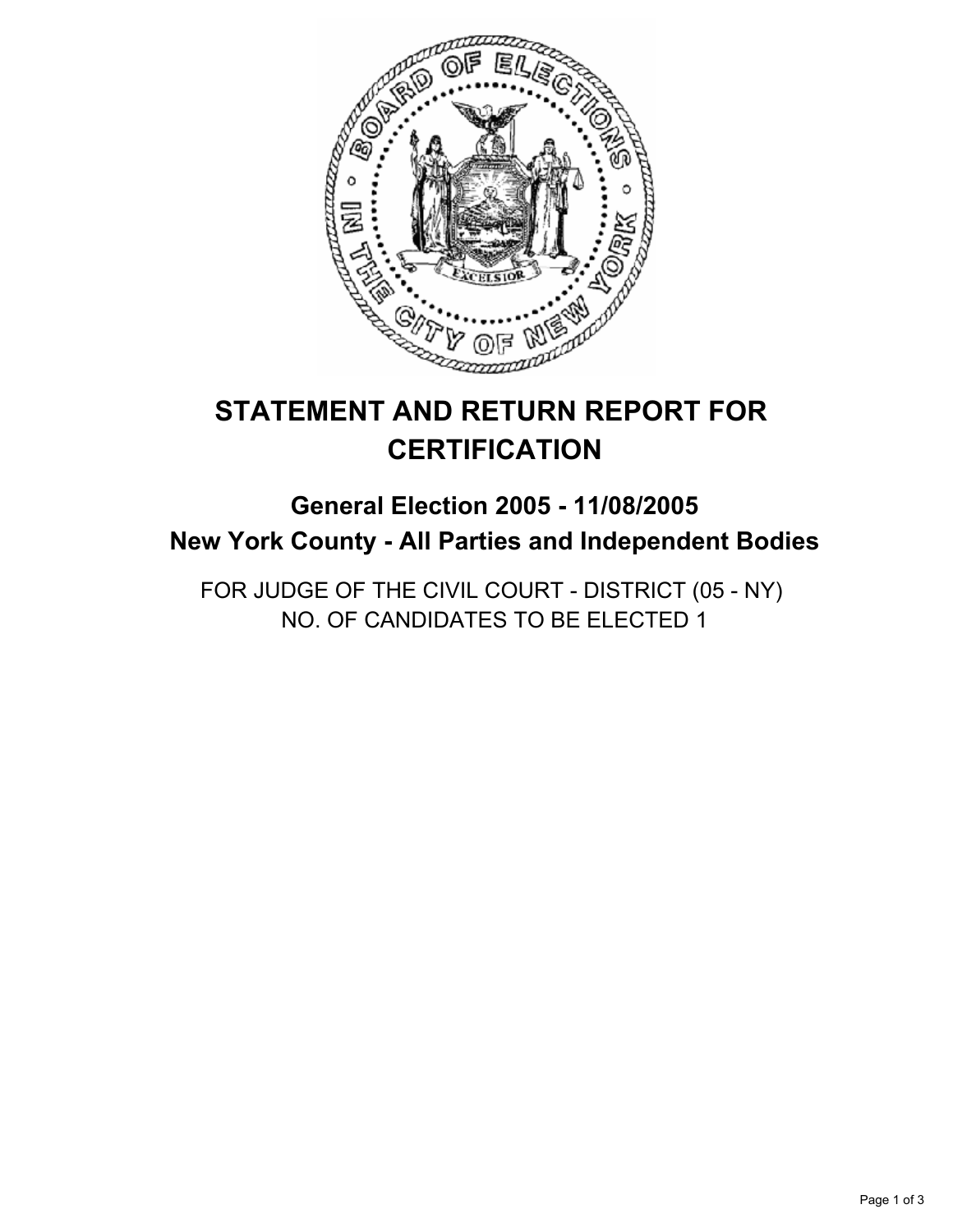# STATEMENT AND RETURN REPORT FOR CERTIFICATION

## General Election 2005 - 11/08/2005
## New York County - All Parties and Independent Bodies

FOR JUDGE OF THE CIVIL COURT - DISTRICT (05 - NY)
NO. OF CANDIDATES TO BE ELECTED 1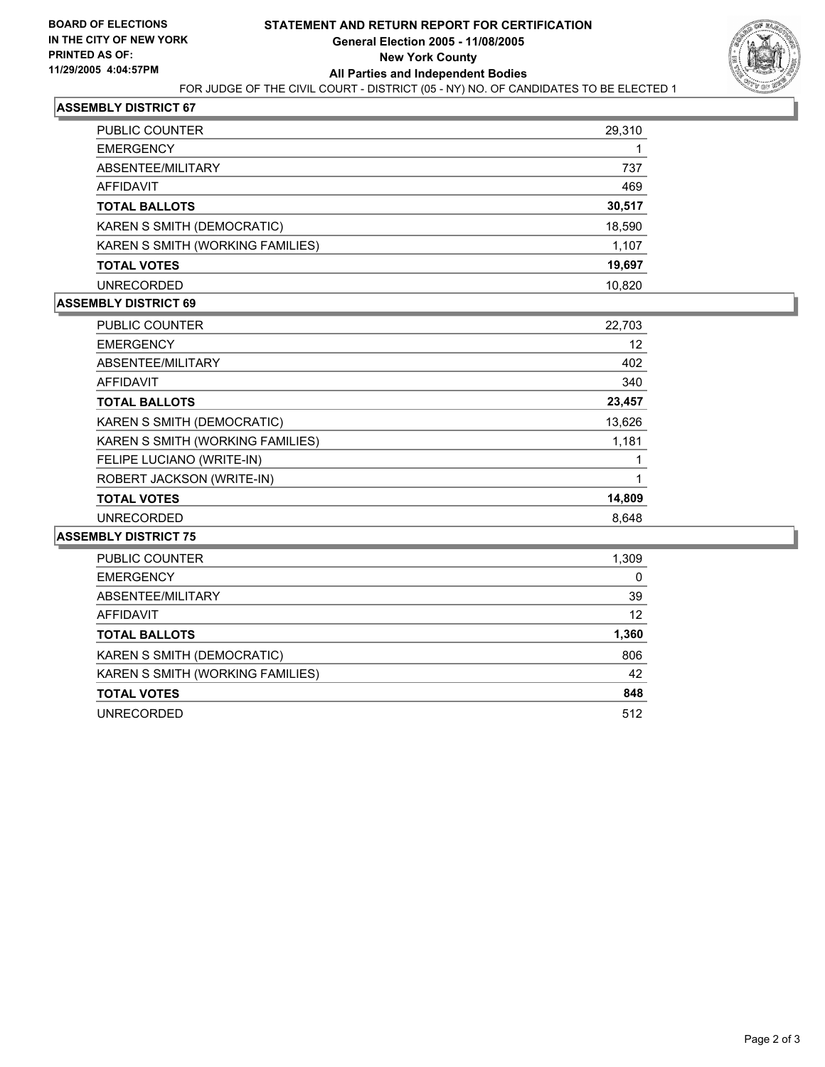**BOARD OF ELECTIONS IN THE CITY OF NEW YORK PRINTED AS OF: 11/29/2005 4:04:57PM**

# STATEMENT AND RETURN REPORT FOR CERTIFICATION

## General Election 2005 - 11/08/2005

## New York County

## All Parties and Independent Bodies

FOR JUDGE OF THE CIVIL COURT - DISTRICT (05 - NY) NO. OF CANDIDATES TO BE ELECTED 1

### ASSEMBLY DISTRICT 67

| | |
|---|---|
| PUBLIC COUNTER | 29,310 |
| EMERGENCY | 1 |
| ABSENTEE/MILITARY | 737 |
| AFFIDAVIT | 469 |
| **TOTAL BALLOTS** | **30,517** |
| KAREN S SMITH (DEMOCRATIC) | 18,590 |
| KAREN S SMITH (WORKING FAMILIES) | 1,107 |
| **TOTAL VOTES** | **19,697** |
| UNRECORDED | 10,820 |

### ASSEMBLY DISTRICT 69

| | |
|---|---|
| PUBLIC COUNTER | 22,703 |
| EMERGENCY | 12 |
| ABSENTEE/MILITARY | 402 |
| AFFIDAVIT | 340 |
| **TOTAL BALLOTS** | **23,457** |
| KAREN S SMITH (DEMOCRATIC) | 13,626 |
| KAREN S SMITH (WORKING FAMILIES) | 1,181 |
| FELIPE LUCIANO (WRITE-IN) | 1 |
| ROBERT JACKSON (WRITE-IN) | 1 |
| **TOTAL VOTES** | **14,809** |
| UNRECORDED | 8,648 |

### ASSEMBLY DISTRICT 75

| | |
|---|---|
| PUBLIC COUNTER | 1,309 |
| EMERGENCY | 0 |
| ABSENTEE/MILITARY | 39 |
| AFFIDAVIT | 12 |
| **TOTAL BALLOTS** | **1,360** |
| KAREN S SMITH (DEMOCRATIC) | 806 |
| KAREN S SMITH (WORKING FAMILIES) | 42 |
| **TOTAL VOTES** | **848** |
| UNRECORDED | 512 |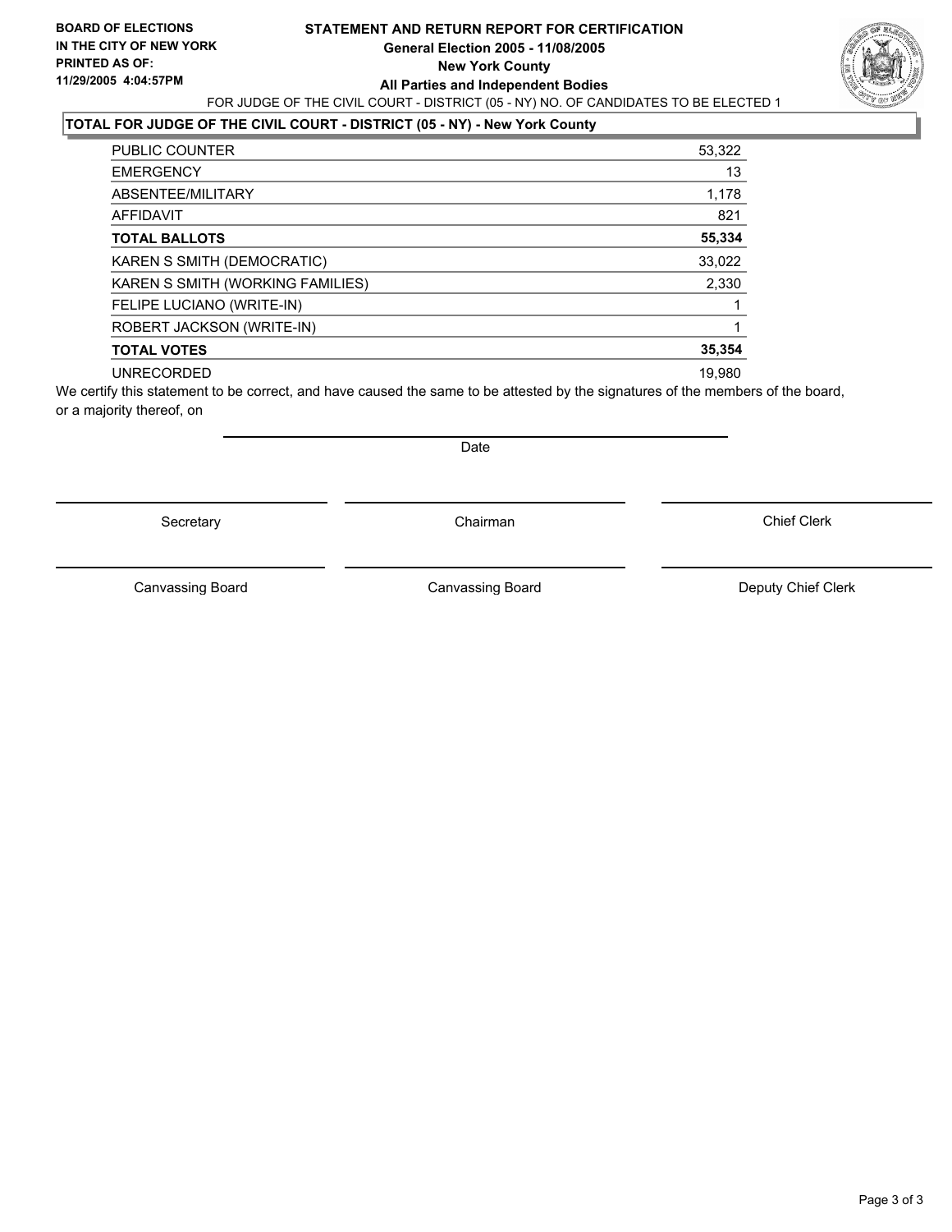**BOARD OF ELECTIONS IN THE CITY OF NEW YORK PRINTED AS OF: 11/29/2005 4:04:57PM**

# STATEMENT AND RETURN REPORT FOR CERTIFICATION

**General Election 2005 - 11/08/2005**

**New York County**

**All Parties and Independent Bodies**

FOR JUDGE OF THE CIVIL COURT - DISTRICT (05 - NY) NO. OF CANDIDATES TO BE ELECTED 1

## TOTAL FOR JUDGE OF THE CIVIL COURT - DISTRICT (05 - NY) - New York County

| | |
|---|---|
| PUBLIC COUNTER | 53,322 |
| EMERGENCY | 13 |
| ABSENTEE/MILITARY | 1,178 |
| AFFIDAVIT | 821 |
| **TOTAL BALLOTS** | **55,334** |
| KAREN S SMITH (DEMOCRATIC) | 33,022 |
| KAREN S SMITH (WORKING FAMILIES) | 2,330 |
| FELIPE LUCIANO (WRITE-IN) | 1 |
| ROBERT JACKSON (WRITE-IN) | 1 |
| **TOTAL VOTES** | **35,354** |
| UNRECORDED | 19,980 |

We certify this statement to be correct, and have caused the same to be attested by the signatures of the members of the board, or a majority thereof, on

Date

Secretary

Chairman

Chief Clerk

Canvassing Board

Canvassing Board

Deputy Chief Clerk